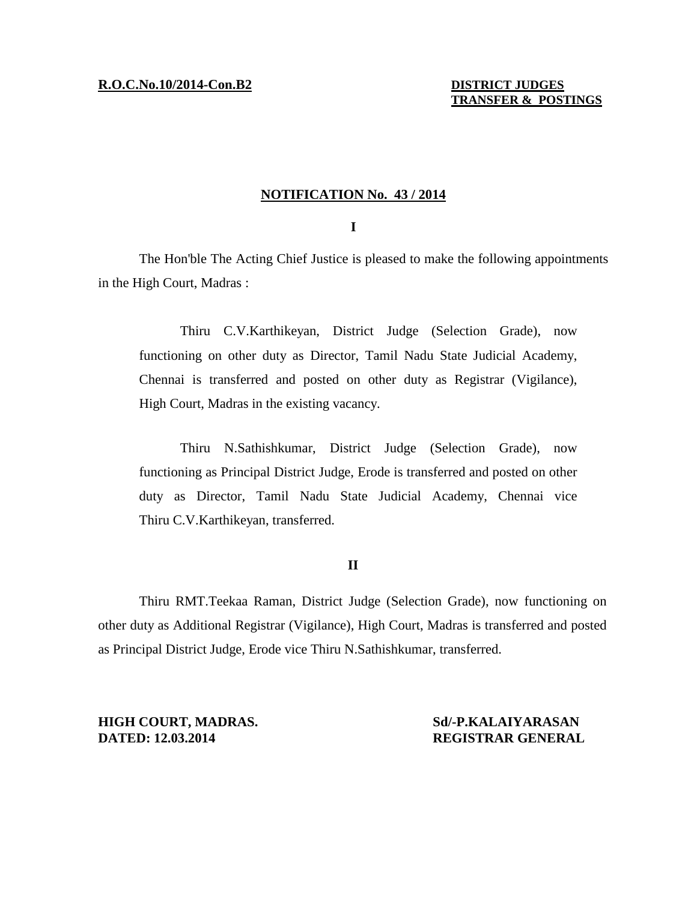**R.O.C.No.10/2014-Con.B2**

**DISTRICT JUDGES**
**TRANSFER & POSTINGS**

## NOTIFICATION No. 43 / 2014

**I**

The Hon'ble The Acting Chief Justice is pleased to make the following appointments in the High Court, Madras :

> Thiru C.V.Karthikeyan, District Judge (Selection Grade), now functioning on other duty as Director, Tamil Nadu State Judicial Academy, Chennai is transferred and posted on other duty as Registrar (Vigilance), High Court, Madras in the existing vacancy.
>
> Thiru N.Sathishkumar, District Judge (Selection Grade), now functioning as Principal District Judge, Erode is transferred and posted on other duty as Director, Tamil Nadu State Judicial Academy, Chennai vice Thiru C.V.Karthikeyan, transferred.

**II**

Thiru RMT.Teekaa Raman, District Judge (Selection Grade), now functioning on other duty as Additional Registrar (Vigilance), High Court, Madras is transferred and posted as Principal District Judge, Erode vice Thiru N.Sathishkumar, transferred.

**HIGH COURT, MADRAS.**
**DATED: 12.03.2014**

**Sd/-P.KALAIYARASAN**
**REGISTRAR GENERAL**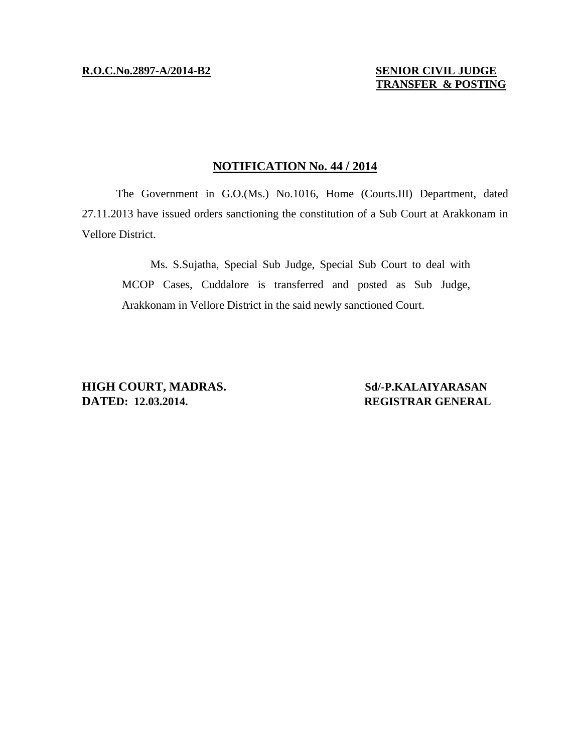**R.O.C.No.2897-A/2014-B2**

**SENIOR CIVIL JUDGE TRANSFER & POSTING**

## NOTIFICATION No. 44 / 2014

The Government in G.O.(Ms.) No.1016, Home (Courts.III) Department, dated 27.11.2013 have issued orders sanctioning the constitution of a Sub Court at Arakkonam in Vellore District.

> Ms. S.Sujatha, Special Sub Judge, Special Sub Court to deal with MCOP Cases, Cuddalore is transferred and posted as Sub Judge, Arakkonam in Vellore District in the said newly sanctioned Court.

**HIGH COURT, MADRAS.**
**DATED: 12.03.2014.**

**Sd/-P.KALAIYARASAN**
**REGISTRAR GENERAL**